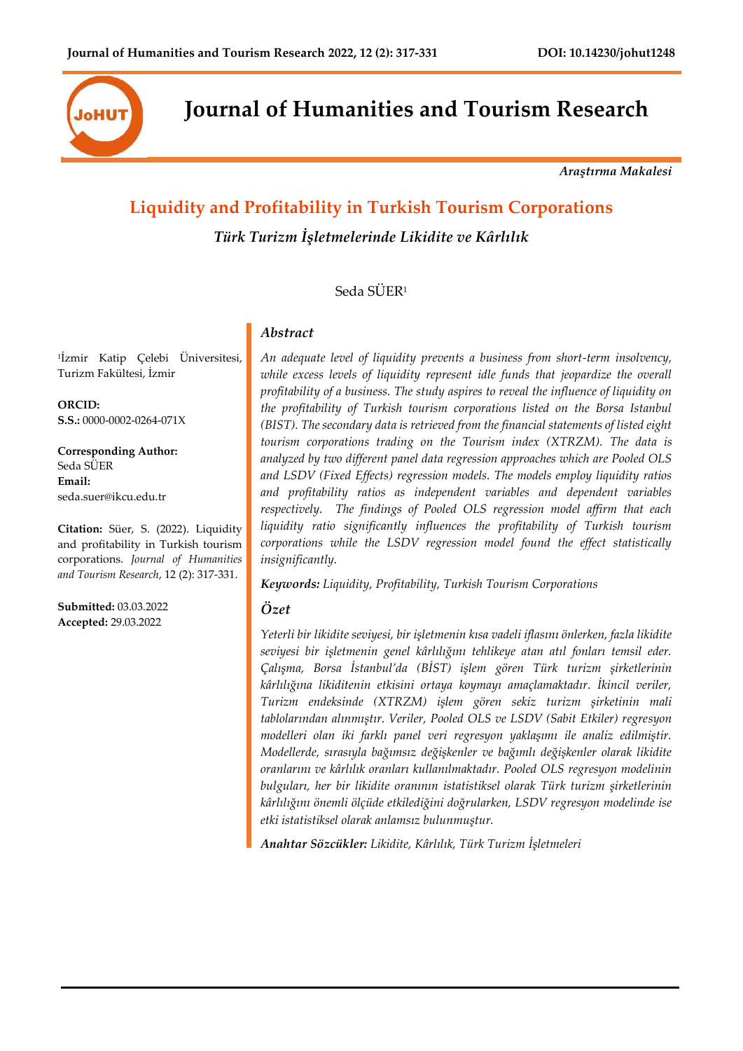# Journal of Humanities and Tourism Research

*Araştırma Makalesi*

## Liquidity and Profitability in Turkish Tourism Corporations

### *Türk Turizm İşletmelerinde Likidite ve Kârlılık*

Seda SÜER[1]

[1]İzmir Katip Çelebi Üniversitesi, Turizm Fakültesi, İzmir

**ORCID:**
**S.S.:** 0000-0002-0264-071X

**Corresponding Author:**
Seda SÜER
**Email:**
seda.suer@ikcu.edu.tr

**Citation:** Süer, S. (2022). Liquidity and profitability in Turkish tourism corporations. *Journal of Humanities and Tourism Research*, 12 (2): 317-331.

**Submitted:** 03.03.2022
**Accepted:** 29.03.2022

### *Abstract*

*An adequate level of liquidity prevents a business from short-term insolvency, while excess levels of liquidity represent idle funds that jeopardize the overall profitability of a business. The study aspires to reveal the influence of liquidity on the profitability of Turkish tourism corporations listed on the Borsa Istanbul (BIST). The secondary data is retrieved from the financial statements of listed eight tourism corporations trading on the Tourism index (XTRZM). The data is analyzed by two different panel data regression approaches which are Pooled OLS and LSDV (Fixed Effects) regression models. The models employ liquidity ratios and profitability ratios as independent variables and dependent variables respectively. The findings of Pooled OLS regression model affirm that each liquidity ratio significantly influences the profitability of Turkish tourism corporations while the LSDV regression model found the effect statistically insignificantly.*

***Keywords:*** *Liquidity, Profitability, Turkish Tourism Corporations*

### *Özet*

*Yeterli bir likidite seviyesi, bir işletmenin kısa vadeli iflasını önlerken, fazla likidite seviyesi bir işletmenin genel kârlılığını tehlikeye atan atıl fonları temsil eder. Çalışma, Borsa İstanbul'da (BİST) işlem gören Türk turizm şirketlerinin kârlılığına likiditenin etkisini ortaya koymayı amaçlamaktadır. İkincil veriler, Turizm endeksinde (XTRZM) işlem gören sekiz turizm şirketinin mali tablolarından alınmıştır. Veriler, Pooled OLS ve LSDV (Sabit Etkiler) regresyon modelleri olan iki farklı panel veri regresyon yaklaşımı ile analiz edilmiştir. Modellerde, sırasıyla bağımsız değişkenler ve bağımlı değişkenler olarak likidite oranlarını ve kârlılık oranları kullanılmaktadır. Pooled OLS regresyon modelinin bulguları, her bir likidite oranının istatistiksel olarak Türk turizm şirketlerinin kârlılığını önemli ölçüde etkilediğini doğrularken, LSDV regresyon modelinde ise etki istatistiksel olarak anlamsız bulunmuştur.*

***Anahtar Sözcükler:*** *Likidite, Kârlılık, Türk Turizm İşletmeleri*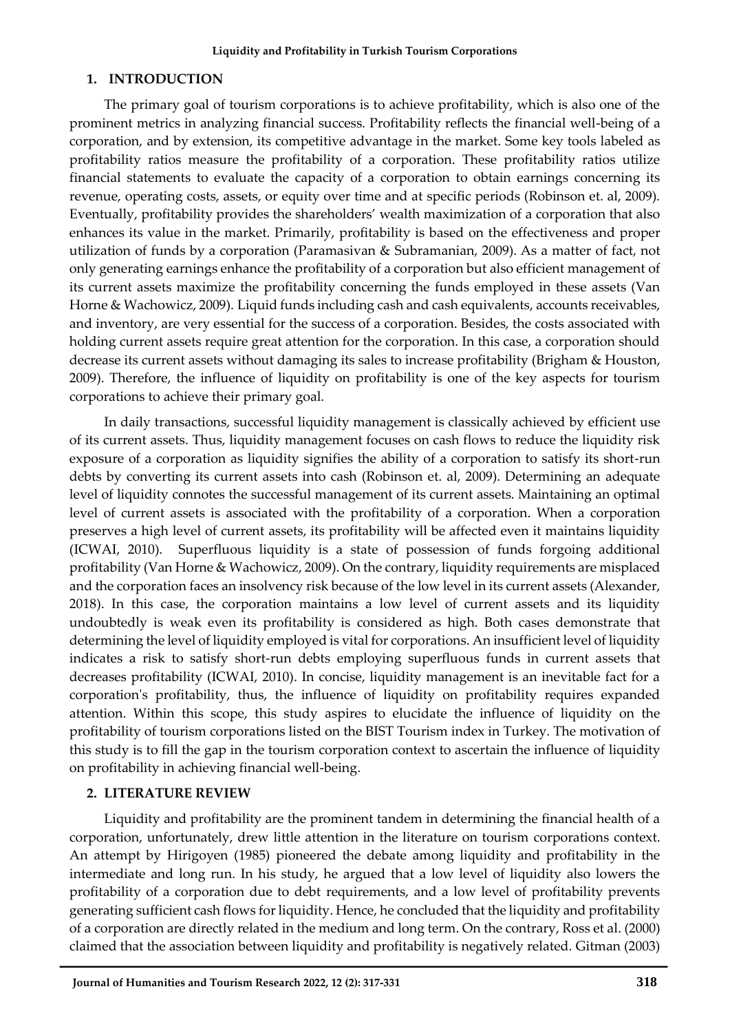## 1. INTRODUCTION

The primary goal of tourism corporations is to achieve profitability, which is also one of the prominent metrics in analyzing financial success. Profitability reflects the financial well-being of a corporation, and by extension, its competitive advantage in the market. Some key tools labeled as profitability ratios measure the profitability of a corporation. These profitability ratios utilize financial statements to evaluate the capacity of a corporation to obtain earnings concerning its revenue, operating costs, assets, or equity over time and at specific periods (Robinson et. al, 2009). Eventually, profitability provides the shareholders' wealth maximization of a corporation that also enhances its value in the market. Primarily, profitability is based on the effectiveness and proper utilization of funds by a corporation (Paramasivan & Subramanian, 2009). As a matter of fact, not only generating earnings enhance the profitability of a corporation but also efficient management of its current assets maximize the profitability concerning the funds employed in these assets (Van Horne & Wachowicz, 2009). Liquid funds including cash and cash equivalents, accounts receivables, and inventory, are very essential for the success of a corporation. Besides, the costs associated with holding current assets require great attention for the corporation. In this case, a corporation should decrease its current assets without damaging its sales to increase profitability (Brigham & Houston, 2009). Therefore, the influence of liquidity on profitability is one of the key aspects for tourism corporations to achieve their primary goal.

In daily transactions, successful liquidity management is classically achieved by efficient use of its current assets. Thus, liquidity management focuses on cash flows to reduce the liquidity risk exposure of a corporation as liquidity signifies the ability of a corporation to satisfy its short-run debts by converting its current assets into cash (Robinson et. al, 2009). Determining an adequate level of liquidity connotes the successful management of its current assets. Maintaining an optimal level of current assets is associated with the profitability of a corporation. When a corporation preserves a high level of current assets, its profitability will be affected even it maintains liquidity (ICWAI, 2010). Superfluous liquidity is a state of possession of funds forgoing additional profitability (Van Horne & Wachowicz, 2009). On the contrary, liquidity requirements are misplaced and the corporation faces an insolvency risk because of the low level in its current assets (Alexander, 2018). In this case, the corporation maintains a low level of current assets and its liquidity undoubtedly is weak even its profitability is considered as high. Both cases demonstrate that determining the level of liquidity employed is vital for corporations. An insufficient level of liquidity indicates a risk to satisfy short-run debts employing superfluous funds in current assets that decreases profitability (ICWAI, 2010). In concise, liquidity management is an inevitable fact for a corporation's profitability, thus, the influence of liquidity on profitability requires expanded attention. Within this scope, this study aspires to elucidate the influence of liquidity on the profitability of tourism corporations listed on the BIST Tourism index in Turkey. The motivation of this study is to fill the gap in the tourism corporation context to ascertain the influence of liquidity on profitability in achieving financial well-being.

## 2. LITERATURE REVIEW

Liquidity and profitability are the prominent tandem in determining the financial health of a corporation, unfortunately, drew little attention in the literature on tourism corporations context. An attempt by Hirigoyen (1985) pioneered the debate among liquidity and profitability in the intermediate and long run. In his study, he argued that a low level of liquidity also lowers the profitability of a corporation due to debt requirements, and a low level of profitability prevents generating sufficient cash flows for liquidity. Hence, he concluded that the liquidity and profitability of a corporation are directly related in the medium and long term. On the contrary, Ross et al. (2000) claimed that the association between liquidity and profitability is negatively related. Gitman (2003)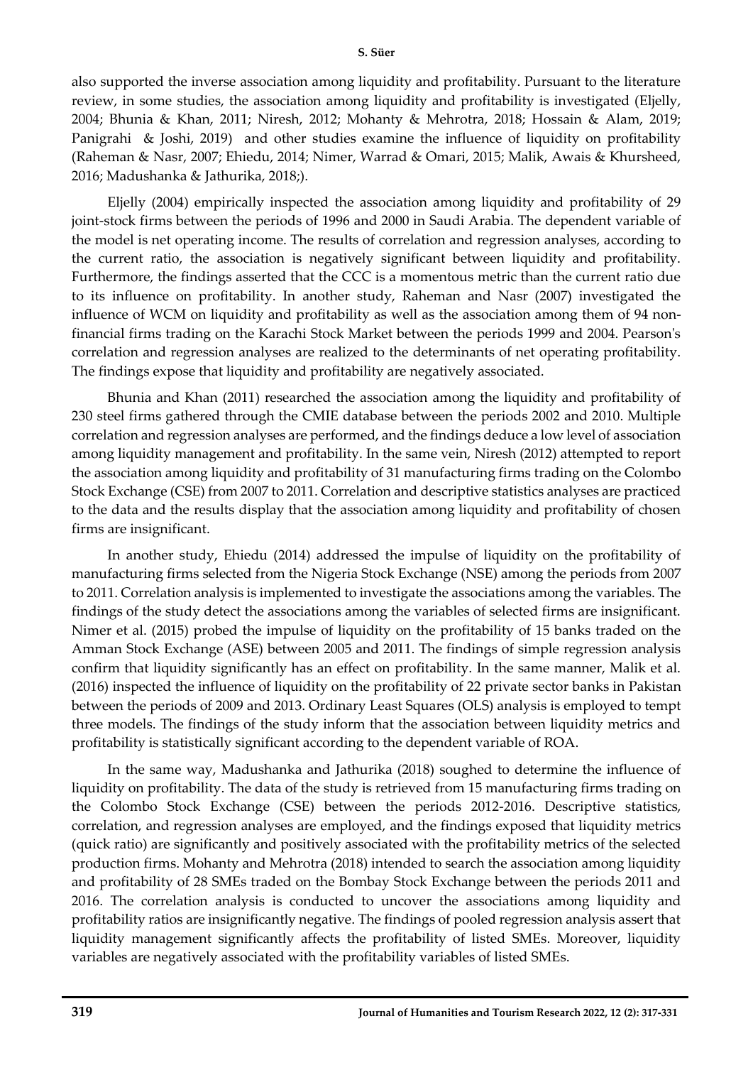also supported the inverse association among liquidity and profitability. Pursuant to the literature review, in some studies, the association among liquidity and profitability is investigated (Eljelly, 2004; Bhunia & Khan, 2011; Niresh, 2012; Mohanty & Mehrotra, 2018; Hossain & Alam, 2019; Panigrahi & Joshi, 2019) and other studies examine the influence of liquidity on profitability (Raheman & Nasr, 2007; Ehiedu, 2014; Nimer, Warrad & Omari, 2015; Malik, Awais & Khursheed, 2016; Madushanka & Jathurika, 2018;).

Eljelly (2004) empirically inspected the association among liquidity and profitability of 29 joint-stock firms between the periods of 1996 and 2000 in Saudi Arabia. The dependent variable of the model is net operating income. The results of correlation and regression analyses, according to the current ratio, the association is negatively significant between liquidity and profitability. Furthermore, the findings asserted that the CCC is a momentous metric than the current ratio due to its influence on profitability. In another study, Raheman and Nasr (2007) investigated the influence of WCM on liquidity and profitability as well as the association among them of 94 non-financial firms trading on the Karachi Stock Market between the periods 1999 and 2004. Pearson's correlation and regression analyses are realized to the determinants of net operating profitability. The findings expose that liquidity and profitability are negatively associated.

Bhunia and Khan (2011) researched the association among the liquidity and profitability of 230 steel firms gathered through the CMIE database between the periods 2002 and 2010. Multiple correlation and regression analyses are performed, and the findings deduce a low level of association among liquidity management and profitability. In the same vein, Niresh (2012) attempted to report the association among liquidity and profitability of 31 manufacturing firms trading on the Colombo Stock Exchange (CSE) from 2007 to 2011. Correlation and descriptive statistics analyses are practiced to the data and the results display that the association among liquidity and profitability of chosen firms are insignificant.

In another study, Ehiedu (2014) addressed the impulse of liquidity on the profitability of manufacturing firms selected from the Nigeria Stock Exchange (NSE) among the periods from 2007 to 2011. Correlation analysis is implemented to investigate the associations among the variables. The findings of the study detect the associations among the variables of selected firms are insignificant. Nimer et al. (2015) probed the impulse of liquidity on the profitability of 15 banks traded on the Amman Stock Exchange (ASE) between 2005 and 2011. The findings of simple regression analysis confirm that liquidity significantly has an effect on profitability. In the same manner, Malik et al. (2016) inspected the influence of liquidity on the profitability of 22 private sector banks in Pakistan between the periods of 2009 and 2013. Ordinary Least Squares (OLS) analysis is employed to tempt three models. The findings of the study inform that the association between liquidity metrics and profitability is statistically significant according to the dependent variable of ROA.

In the same way, Madushanka and Jathurika (2018) soughed to determine the influence of liquidity on profitability. The data of the study is retrieved from 15 manufacturing firms trading on the Colombo Stock Exchange (CSE) between the periods 2012-2016. Descriptive statistics, correlation, and regression analyses are employed, and the findings exposed that liquidity metrics (quick ratio) are significantly and positively associated with the profitability metrics of the selected production firms. Mohanty and Mehrotra (2018) intended to search the association among liquidity and profitability of 28 SMEs traded on the Bombay Stock Exchange between the periods 2011 and 2016. The correlation analysis is conducted to uncover the associations among liquidity and profitability ratios are insignificantly negative. The findings of pooled regression analysis assert that liquidity management significantly affects the profitability of listed SMEs. Moreover, liquidity variables are negatively associated with the profitability variables of listed SMEs.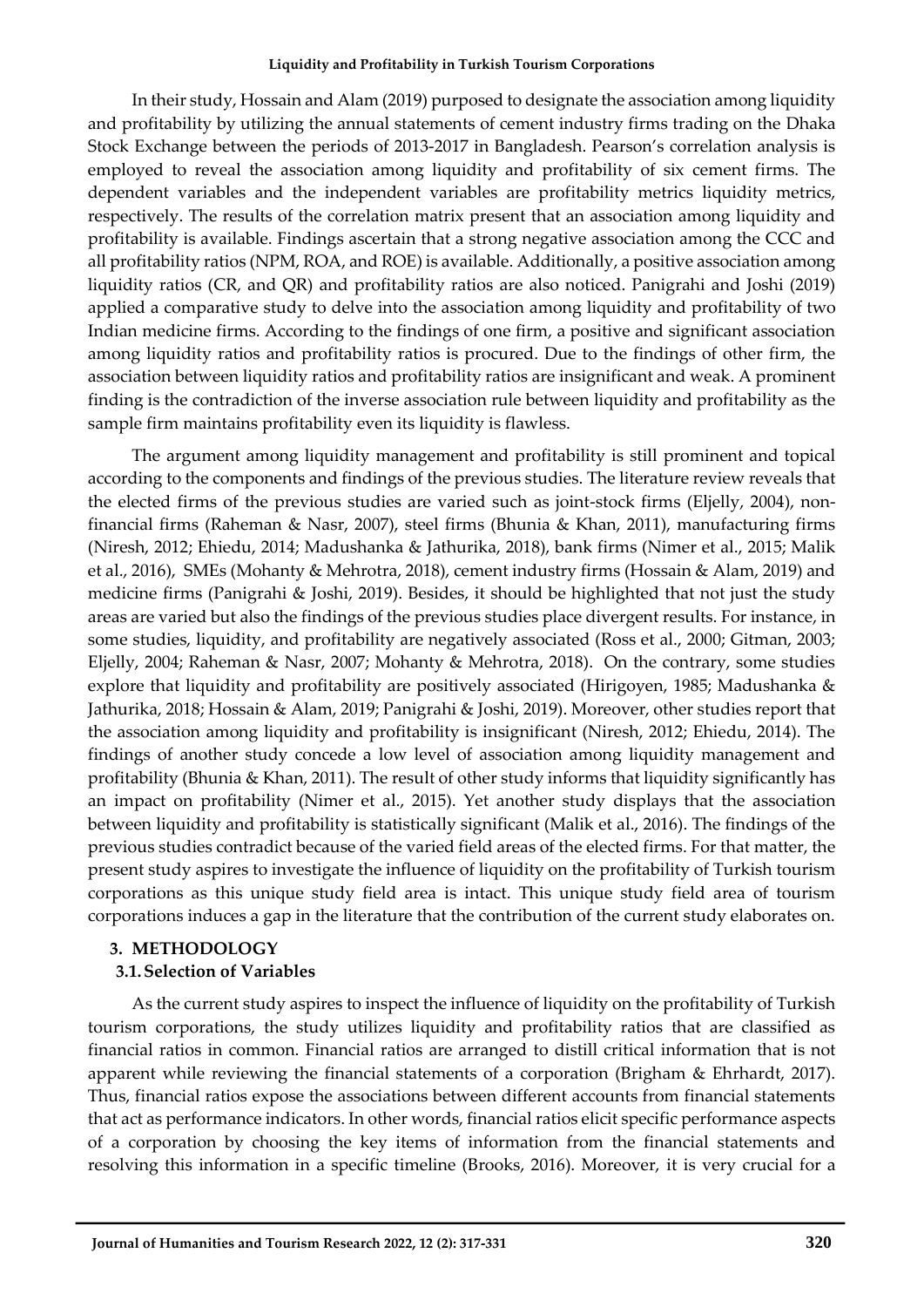In their study, Hossain and Alam (2019) purposed to designate the association among liquidity and profitability by utilizing the annual statements of cement industry firms trading on the Dhaka Stock Exchange between the periods of 2013-2017 in Bangladesh. Pearson's correlation analysis is employed to reveal the association among liquidity and profitability of six cement firms. The dependent variables and the independent variables are profitability metrics liquidity metrics, respectively. The results of the correlation matrix present that an association among liquidity and profitability is available. Findings ascertain that a strong negative association among the CCC and all profitability ratios (NPM, ROA, and ROE) is available. Additionally, a positive association among liquidity ratios (CR, and QR) and profitability ratios are also noticed. Panigrahi and Joshi (2019) applied a comparative study to delve into the association among liquidity and profitability of two Indian medicine firms. According to the findings of one firm, a positive and significant association among liquidity ratios and profitability ratios is procured. Due to the findings of other firm, the association between liquidity ratios and profitability ratios are insignificant and weak. A prominent finding is the contradiction of the inverse association rule between liquidity and profitability as the sample firm maintains profitability even its liquidity is flawless.

The argument among liquidity management and profitability is still prominent and topical according to the components and findings of the previous studies. The literature review reveals that the elected firms of the previous studies are varied such as joint-stock firms (Eljelly, 2004), non-financial firms (Raheman & Nasr, 2007), steel firms (Bhunia & Khan, 2011), manufacturing firms (Niresh, 2012; Ehiedu, 2014; Madushanka & Jathurika, 2018), bank firms (Nimer et al., 2015; Malik et al., 2016), SMEs (Mohanty & Mehrotra, 2018), cement industry firms (Hossain & Alam, 2019) and medicine firms (Panigrahi & Joshi, 2019). Besides, it should be highlighted that not just the study areas are varied but also the findings of the previous studies place divergent results. For instance, in some studies, liquidity, and profitability are negatively associated (Ross et al., 2000; Gitman, 2003; Eljelly, 2004; Raheman & Nasr, 2007; Mohanty & Mehrotra, 2018). On the contrary, some studies explore that liquidity and profitability are positively associated (Hirigoyen, 1985; Madushanka & Jathurika, 2018; Hossain & Alam, 2019; Panigrahi & Joshi, 2019). Moreover, other studies report that the association among liquidity and profitability is insignificant (Niresh, 2012; Ehiedu, 2014). The findings of another study concede a low level of association among liquidity management and profitability (Bhunia & Khan, 2011). The result of other study informs that liquidity significantly has an impact on profitability (Nimer et al., 2015). Yet another study displays that the association between liquidity and profitability is statistically significant (Malik et al., 2016). The findings of the previous studies contradict because of the varied field areas of the elected firms. For that matter, the present study aspires to investigate the influence of liquidity on the profitability of Turkish tourism corporations as this unique study field area is intact. This unique study field area of tourism corporations induces a gap in the literature that the contribution of the current study elaborates on.

## 3. METHODOLOGY

### 3.1. Selection of Variables

As the current study aspires to inspect the influence of liquidity on the profitability of Turkish tourism corporations, the study utilizes liquidity and profitability ratios that are classified as financial ratios in common. Financial ratios are arranged to distill critical information that is not apparent while reviewing the financial statements of a corporation (Brigham & Ehrhardt, 2017). Thus, financial ratios expose the associations between different accounts from financial statements that act as performance indicators. In other words, financial ratios elicit specific performance aspects of a corporation by choosing the key items of information from the financial statements and resolving this information in a specific timeline (Brooks, 2016). Moreover, it is very crucial for a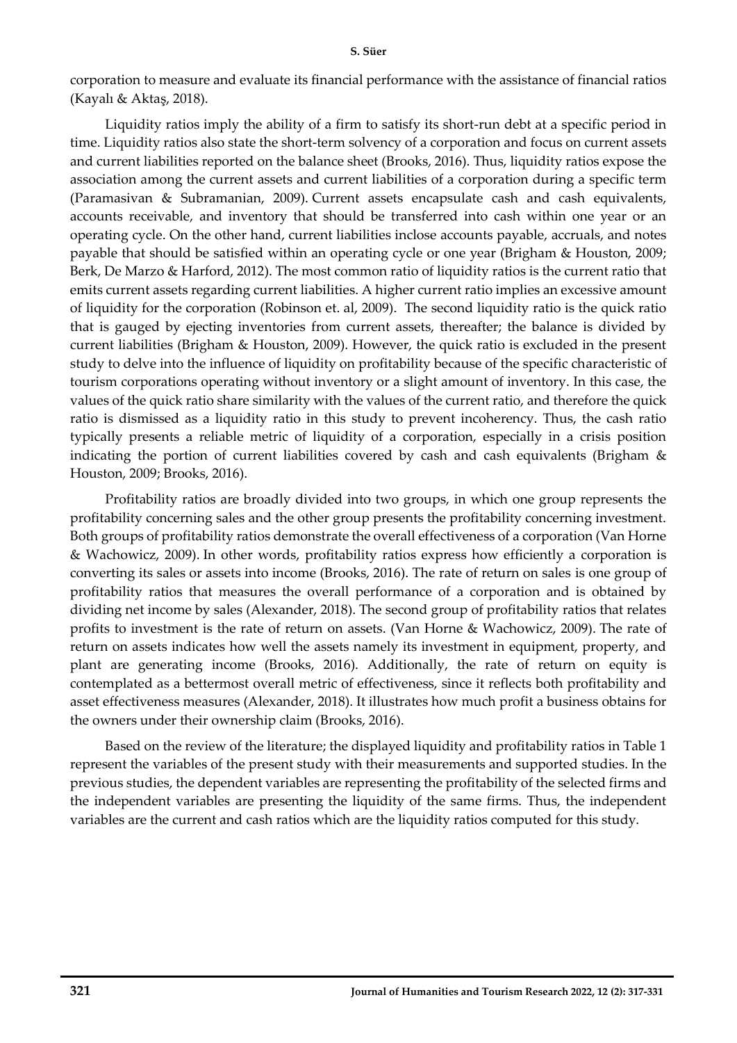corporation to measure and evaluate its financial performance with the assistance of financial ratios (Kayalı & Aktaş, 2018).

Liquidity ratios imply the ability of a firm to satisfy its short-run debt at a specific period in time. Liquidity ratios also state the short-term solvency of a corporation and focus on current assets and current liabilities reported on the balance sheet (Brooks, 2016). Thus, liquidity ratios expose the association among the current assets and current liabilities of a corporation during a specific term (Paramasivan & Subramanian, 2009). Current assets encapsulate cash and cash equivalents, accounts receivable, and inventory that should be transferred into cash within one year or an operating cycle. On the other hand, current liabilities inclose accounts payable, accruals, and notes payable that should be satisfied within an operating cycle or one year (Brigham & Houston, 2009; Berk, De Marzo & Harford, 2012). The most common ratio of liquidity ratios is the current ratio that emits current assets regarding current liabilities. A higher current ratio implies an excessive amount of liquidity for the corporation (Robinson et. al, 2009). The second liquidity ratio is the quick ratio that is gauged by ejecting inventories from current assets, thereafter; the balance is divided by current liabilities (Brigham & Houston, 2009). However, the quick ratio is excluded in the present study to delve into the influence of liquidity on profitability because of the specific characteristic of tourism corporations operating without inventory or a slight amount of inventory. In this case, the values of the quick ratio share similarity with the values of the current ratio, and therefore the quick ratio is dismissed as a liquidity ratio in this study to prevent incoherency. Thus, the cash ratio typically presents a reliable metric of liquidity of a corporation, especially in a crisis position indicating the portion of current liabilities covered by cash and cash equivalents (Brigham & Houston, 2009; Brooks, 2016).

Profitability ratios are broadly divided into two groups, in which one group represents the profitability concerning sales and the other group presents the profitability concerning investment. Both groups of profitability ratios demonstrate the overall effectiveness of a corporation (Van Horne & Wachowicz, 2009). In other words, profitability ratios express how efficiently a corporation is converting its sales or assets into income (Brooks, 2016). The rate of return on sales is one group of profitability ratios that measures the overall performance of a corporation and is obtained by dividing net income by sales (Alexander, 2018). The second group of profitability ratios that relates profits to investment is the rate of return on assets. (Van Horne & Wachowicz, 2009). The rate of return on assets indicates how well the assets namely its investment in equipment, property, and plant are generating income (Brooks, 2016). Additionally, the rate of return on equity is contemplated as a bettermost overall metric of effectiveness, since it reflects both profitability and asset effectiveness measures (Alexander, 2018). It illustrates how much profit a business obtains for the owners under their ownership claim (Brooks, 2016).

Based on the review of the literature; the displayed liquidity and profitability ratios in Table 1 represent the variables of the present study with their measurements and supported studies. In the previous studies, the dependent variables are representing the profitability of the selected firms and the independent variables are presenting the liquidity of the same firms. Thus, the independent variables are the current and cash ratios which are the liquidity ratios computed for this study.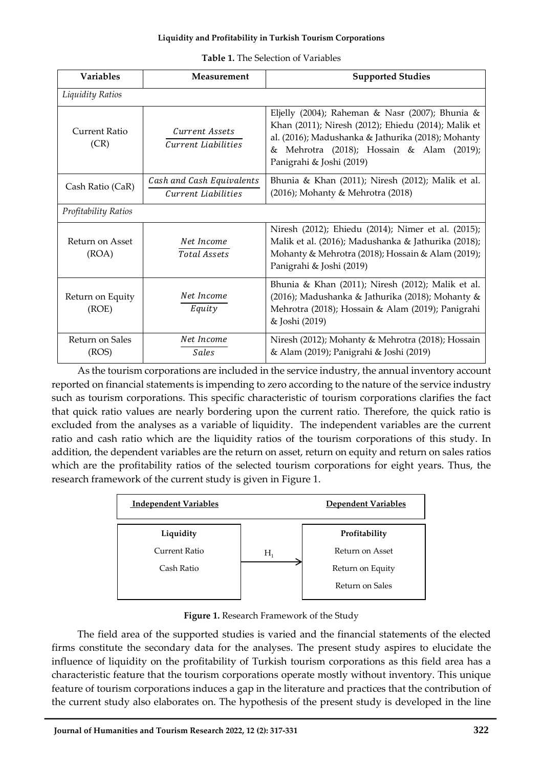**Table 1.** The Selection of Variables

| Variables | Measurement | Supported Studies |
|---|---|---|
| *Liquidity Ratios* | | |
| Current Ratio (CR) | $\frac{Current\ Assets}{Current\ Liabilities}$ | Eljelly (2004); Raheman & Nasr (2007); Bhunia & Khan (2011); Niresh (2012); Ehiedu (2014); Malik et al. (2016); Madushanka & Jathurika (2018); Mohanty & Mehrotra (2018); Hossain & Alam (2019); Panigrahi & Joshi (2019) |
| Cash Ratio (CaR) | $\frac{Cash\ and\ Cash\ Equivalents}{Current\ Liabilities}$ | Bhunia & Khan (2011); Niresh (2012); Malik et al. (2016); Mohanty & Mehrotra (2018) |
| *Profitability Ratios* | | |
| Return on Asset (ROA) | $\frac{Net\ Income}{Total\ Assets}$ | Niresh (2012); Ehiedu (2014); Nimer et al. (2015); Malik et al. (2016); Madushanka & Jathurika (2018); Mohanty & Mehrotra (2018); Hossain & Alam (2019); Panigrahi & Joshi (2019) |
| Return on Equity (ROE) | $\frac{Net\ Income}{Equity}$ | Bhunia & Khan (2011); Niresh (2012); Malik et al. (2016); Madushanka & Jathurika (2018); Mohanty & Mehrotra (2018); Hossain & Alam (2019); Panigrahi & Joshi (2019) |
| Return on Sales (ROS) | $\frac{Net\ Income}{Sales}$ | Niresh (2012); Mohanty & Mehrotra (2018); Hossain & Alam (2019); Panigrahi & Joshi (2019) |

As the tourism corporations are included in the service industry, the annual inventory account reported on financial statements is impending to zero according to the nature of the service industry such as tourism corporations. This specific characteristic of tourism corporations clarifies the fact that quick ratio values are nearly bordering upon the current ratio. Therefore, the quick ratio is excluded from the analyses as a variable of liquidity. The independent variables are the current ratio and cash ratio which are the liquidity ratios of the tourism corporations of this study. In addition, the dependent variables are the return on asset, return on equity and return on sales ratios which are the profitability ratios of the selected tourism corporations for eight years. Thus, the research framework of the current study is given in Figure 1.

| Independent Variables | | Dependent Variables |
|---|---|---|
| **Liquidity** | | **Profitability** |
| Current Ratio | $H_1$ → | Return on Asset |
| Cash Ratio | | Return on Equity |
| | | Return on Sales |

**Figure 1.** Research Framework of the Study

The field area of the supported studies is varied and the financial statements of the elected firms constitute the secondary data for the analyses. The present study aspires to elucidate the influence of liquidity on the profitability of Turkish tourism corporations as this field area has a characteristic feature that the tourism corporations operate mostly without inventory. This unique feature of tourism corporations induces a gap in the literature and practices that the contribution of the current study also elaborates on. The hypothesis of the present study is developed in the line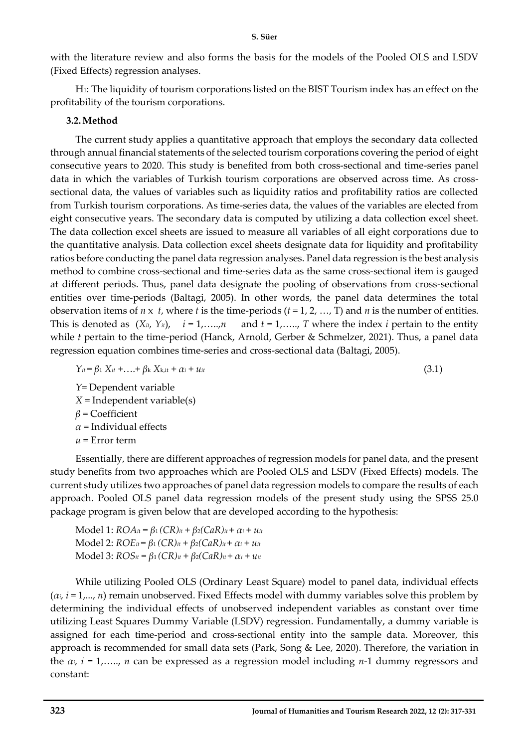with the literature review and also forms the basis for the models of the Pooled OLS and LSDV (Fixed Effects) regression analyses.

$H_1$: The liquidity of tourism corporations listed on the BIST Tourism index has an effect on the profitability of the tourism corporations.

### 3.2. Method

The current study applies a quantitative approach that employs the secondary data collected through annual financial statements of the selected tourism corporations covering the period of eight consecutive years to 2020. This study is benefited from both cross-sectional and time-series panel data in which the variables of Turkish tourism corporations are observed across time. As cross-sectional data, the values of variables such as liquidity ratios and profitability ratios are collected from Turkish tourism corporations. As time-series data, the values of the variables are elected from eight consecutive years. The secondary data is computed by utilizing a data collection excel sheet. The data collection excel sheets are issued to measure all variables of all eight corporations due to the quantitative analysis. Data collection excel sheets designate data for liquidity and profitability ratios before conducting the panel data regression analyses. Panel data regression is the best analysis method to combine cross-sectional and time-series data as the same cross-sectional item is gauged at different periods. Thus, panel data designate the pooling of observations from cross-sectional entities over time-periods (Baltagi, 2005). In other words, the panel data determines the total observation items of $n \times t$, where $t$ is the time-periods ($t = 1, 2, \ldots, T$) and $n$ is the number of entities. This is denoted as $(X_{it}, Y_{it})$, $i = 1, \ldots, n$ and $t = 1, \ldots, T$ where the index $i$ pertain to the entity while $t$ pertain to the time-period (Hanck, Arnold, Gerber & Schmelzer, 2021). Thus, a panel data regression equation combines time-series and cross-sectional data (Baltagi, 2005).

$$Y_{it} = \beta_1 X_{it} + \ldots + \beta_k X_{k,it} + \alpha_i + u_{it} \tag{3.1}$$

$Y$ = Dependent variable
$X$ = Independent variable(s)
$\beta$ = Coefficient
$\alpha$ = Individual effects
$u$ = Error term

Essentially, there are different approaches of regression models for panel data, and the present study benefits from two approaches which are Pooled OLS and LSDV (Fixed Effects) models. The current study utilizes two approaches of panel data regression models to compare the results of each approach. Pooled OLS panel data regression models of the present study using the SPSS 25.0 package program is given below that are developed according to the hypothesis:

Model 1: $ROA_{it} = \beta_1 (CR)_{it} + \beta_2 (CaR)_{it} + \alpha_i + u_{it}$
Model 2: $ROE_{it} = \beta_1 (CR)_{it} + \beta_2 (CaR)_{it} + \alpha_i + u_{it}$
Model 3: $ROS_{it} = \beta_1 (CR)_{it} + \beta_2 (CaR)_{it} + \alpha_i + u_{it}$

While utilizing Pooled OLS (Ordinary Least Square) model to panel data, individual effects ($\alpha_i$, $i = 1, \ldots, n$) remain unobserved. Fixed Effects model with dummy variables solve this problem by determining the individual effects of unobserved independent variables as constant over time utilizing Least Squares Dummy Variable (LSDV) regression. Fundamentally, a dummy variable is assigned for each time-period and cross-sectional entity into the sample data. Moreover, this approach is recommended for small data sets (Park, Song & Lee, 2020). Therefore, the variation in the $\alpha_i$, $i = 1, \ldots, n$ can be expressed as a regression model including $n$-1 dummy regressors and constant: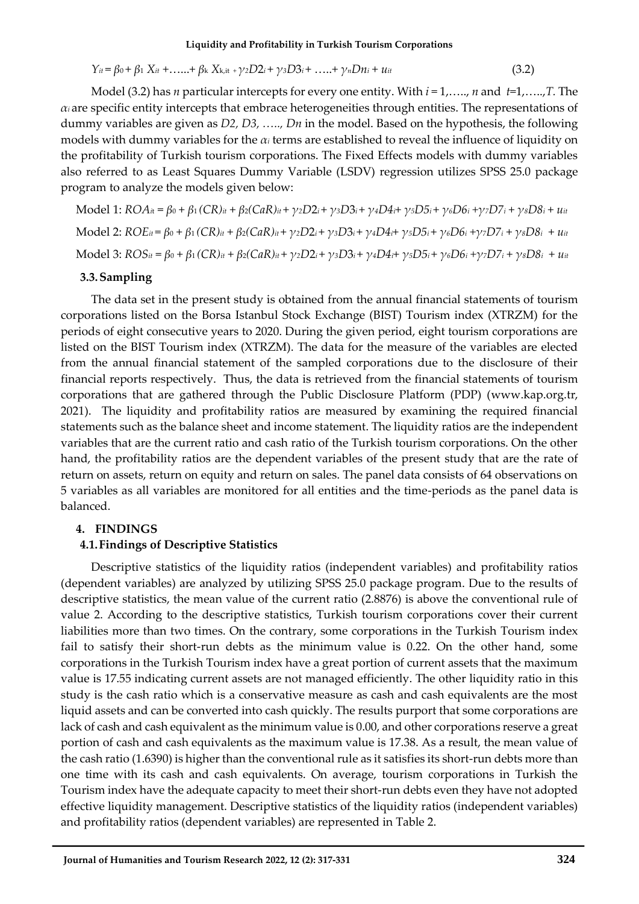$$Y_{it} = \beta_0 + \beta_1 X_{it} + \ldots\ldots + \beta_k X_{k,it} + \gamma_2 D2_i + \gamma_3 D3_i + \ldots\ldots + \gamma_n Dn_i + u_{it} \quad (3.2)$$

Model (3.2) has $n$ particular intercepts for every one entity. With $i = 1, \ldots.., n$ and $t = 1, \ldots.., T$. The $\alpha_i$ are specific entity intercepts that embrace heterogeneities through entities. The representations of dummy variables are given as $D2, D3, \ldots.., Dn$ in the model. Based on the hypothesis, the following models with dummy variables for the $\alpha_i$ terms are established to reveal the influence of liquidity on the profitability of Turkish tourism corporations. The Fixed Effects models with dummy variables also referred to as Least Squares Dummy Variable (LSDV) regression utilizes SPSS 25.0 package program to analyze the models given below:

Model 1: $ROA_{it} = \beta_0 + \beta_1 (CR)_{it} + \beta_2 (CaR)_{it} + \gamma_2 D2_i + \gamma_3 D3_i + \gamma_4 D4_i + \gamma_5 D5_i + \gamma_6 D6_i + \gamma_7 D7_i + \gamma_8 D8_i + u_{it}$

Model 2: $ROE_{it} = \beta_0 + \beta_1 (CR)_{it} + \beta_2 (CaR)_{it} + \gamma_2 D2_i + \gamma_3 D3_i + \gamma_4 D4_i + \gamma_5 D5_i + \gamma_6 D6_i + \gamma_7 D7_i + \gamma_8 D8_i + u_{it}$

Model 3: $ROS_{it} = \beta_0 + \beta_1 (CR)_{it} + \beta_2 (CaR)_{it} + \gamma_2 D2_i + \gamma_3 D3_i + \gamma_4 D4_i + \gamma_5 D5_i + \gamma_6 D6_i + \gamma_7 D7_i + \gamma_8 D8_i + u_{it}$

### 3.3. Sampling

The data set in the present study is obtained from the annual financial statements of tourism corporations listed on the Borsa Istanbul Stock Exchange (BIST) Tourism index (XTRZM) for the periods of eight consecutive years to 2020. During the given period, eight tourism corporations are listed on the BIST Tourism index (XTRZM). The data for the measure of the variables are elected from the annual financial statement of the sampled corporations due to the disclosure of their financial reports respectively. Thus, the data is retrieved from the financial statements of tourism corporations that are gathered through the Public Disclosure Platform (PDP) (www.kap.org.tr, 2021). The liquidity and profitability ratios are measured by examining the required financial statements such as the balance sheet and income statement. The liquidity ratios are the independent variables that are the current ratio and cash ratio of the Turkish tourism corporations. On the other hand, the profitability ratios are the dependent variables of the present study that are the rate of return on assets, return on equity and return on sales. The panel data consists of 64 observations on 5 variables as all variables are monitored for all entities and the time-periods as the panel data is balanced.

## 4. FINDINGS

### 4.1. Findings of Descriptive Statistics

Descriptive statistics of the liquidity ratios (independent variables) and profitability ratios (dependent variables) are analyzed by utilizing SPSS 25.0 package program. Due to the results of descriptive statistics, the mean value of the current ratio (2.8876) is above the conventional rule of value 2. According to the descriptive statistics, Turkish tourism corporations cover their current liabilities more than two times. On the contrary, some corporations in the Turkish Tourism index fail to satisfy their short-run debts as the minimum value is 0.22. On the other hand, some corporations in the Turkish Tourism index have a great portion of current assets that the maximum value is 17.55 indicating current assets are not managed efficiently. The other liquidity ratio in this study is the cash ratio which is a conservative measure as cash and cash equivalents are the most liquid assets and can be converted into cash quickly. The results purport that some corporations are lack of cash and cash equivalent as the minimum value is 0.00, and other corporations reserve a great portion of cash and cash equivalents as the maximum value is 17.38. As a result, the mean value of the cash ratio (1.6390) is higher than the conventional rule as it satisfies its short-run debts more than one time with its cash and cash equivalents. On average, tourism corporations in Turkish the Tourism index have the adequate capacity to meet their short-run debts even they have not adopted effective liquidity management. Descriptive statistics of the liquidity ratios (independent variables) and profitability ratios (dependent variables) are represented in Table 2.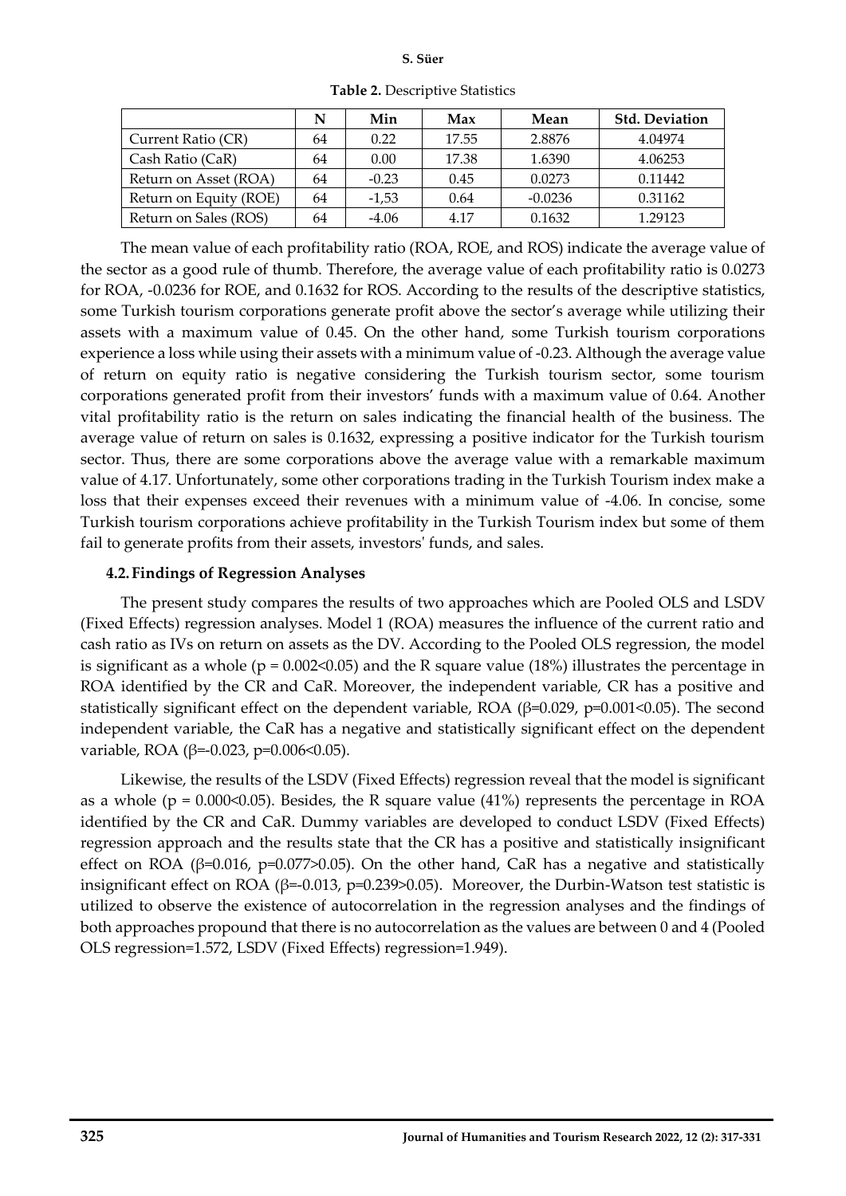**Table 2.** Descriptive Statistics

| | N | Min | Max | Mean | Std. Deviation |
|---|---|---|---|---|---|
| Current Ratio (CR) | 64 | 0.22 | 17.55 | 2.8876 | 4.04974 |
| Cash Ratio (CaR) | 64 | 0.00 | 17.38 | 1.6390 | 4.06253 |
| Return on Asset (ROA) | 64 | -0.23 | 0.45 | 0.0273 | 0.11442 |
| Return on Equity (ROE) | 64 | -1,53 | 0.64 | -0.0236 | 0.31162 |
| Return on Sales (ROS) | 64 | -4.06 | 4.17 | 0.1632 | 1.29123 |

The mean value of each profitability ratio (ROA, ROE, and ROS) indicate the average value of the sector as a good rule of thumb. Therefore, the average value of each profitability ratio is 0.0273 for ROA, -0.0236 for ROE, and 0.1632 for ROS. According to the results of the descriptive statistics, some Turkish tourism corporations generate profit above the sector's average while utilizing their assets with a maximum value of 0.45. On the other hand, some Turkish tourism corporations experience a loss while using their assets with a minimum value of -0.23. Although the average value of return on equity ratio is negative considering the Turkish tourism sector, some tourism corporations generated profit from their investors' funds with a maximum value of 0.64. Another vital profitability ratio is the return on sales indicating the financial health of the business. The average value of return on sales is 0.1632, expressing a positive indicator for the Turkish tourism sector. Thus, there are some corporations above the average value with a remarkable maximum value of 4.17. Unfortunately, some other corporations trading in the Turkish Tourism index make a loss that their expenses exceed their revenues with a minimum value of -4.06. In concise, some Turkish tourism corporations achieve profitability in the Turkish Tourism index but some of them fail to generate profits from their assets, investors' funds, and sales.

### 4.2. Findings of Regression Analyses

The present study compares the results of two approaches which are Pooled OLS and LSDV (Fixed Effects) regression analyses. Model 1 (ROA) measures the influence of the current ratio and cash ratio as IVs on return on assets as the DV. According to the Pooled OLS regression, the model is significant as a whole ($p = 0.002<0.05$) and the R square value (18%) illustrates the percentage in ROA identified by the CR and CaR. Moreover, the independent variable, CR has a positive and statistically significant effect on the dependent variable, ROA ($\beta=0.029$, $p=0.001<0.05$). The second independent variable, the CaR has a negative and statistically significant effect on the dependent variable, ROA ($\beta=-0.023$, $p=0.006<0.05$).

Likewise, the results of the LSDV (Fixed Effects) regression reveal that the model is significant as a whole ($p = 0.000<0.05$). Besides, the R square value (41%) represents the percentage in ROA identified by the CR and CaR. Dummy variables are developed to conduct LSDV (Fixed Effects) regression approach and the results state that the CR has a positive and statistically insignificant effect on ROA ($\beta=0.016$, $p=0.077>0.05$). On the other hand, CaR has a negative and statistically insignificant effect on ROA ($\beta=-0.013$, $p=0.239>0.05$). Moreover, the Durbin-Watson test statistic is utilized to observe the existence of autocorrelation in the regression analyses and the findings of both approaches propound that there is no autocorrelation as the values are between 0 and 4 (Pooled OLS regression=1.572, LSDV (Fixed Effects) regression=1.949).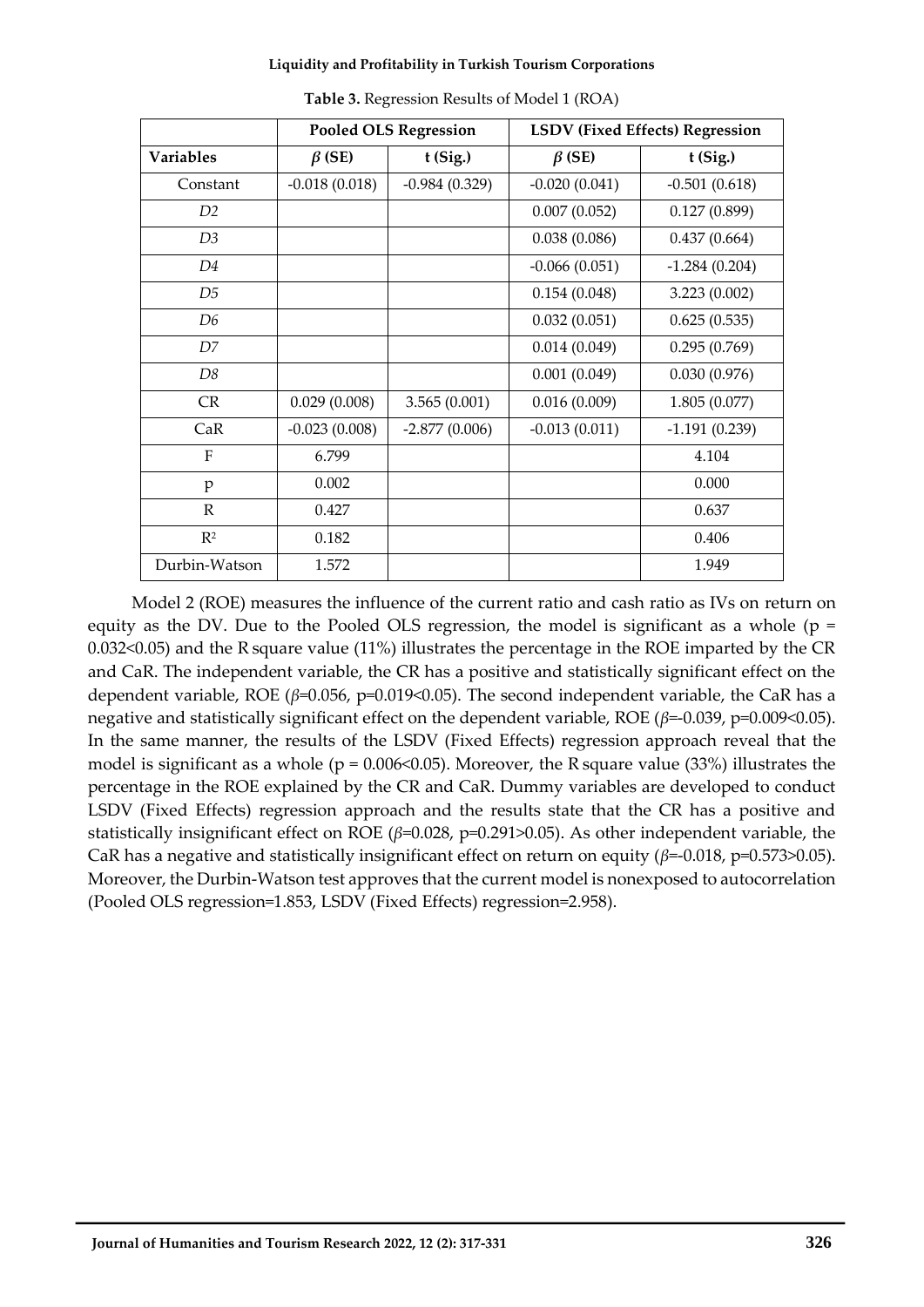**Table 3.** Regression Results of Model 1 (ROA)

| | Pooled OLS Regression | | LSDV (Fixed Effects) Regression | |
|---|---|---|---|---|
| Variables | $\beta$ (SE) | t (Sig.) | $\beta$ (SE) | t (Sig.) |
| Constant | -0.018 (0.018) | -0.984 (0.329) | -0.020 (0.041) | -0.501 (0.618) |
| *D2* | | | 0.007 (0.052) | 0.127 (0.899) |
| *D3* | | | 0.038 (0.086) | 0.437 (0.664) |
| *D4* | | | -0.066 (0.051) | -1.284 (0.204) |
| *D5* | | | 0.154 (0.048) | 3.223 (0.002) |
| *D6* | | | 0.032 (0.051) | 0.625 (0.535) |
| *D7* | | | 0.014 (0.049) | 0.295 (0.769) |
| *D8* | | | 0.001 (0.049) | 0.030 (0.976) |
| CR | 0.029 (0.008) | 3.565 (0.001) | 0.016 (0.009) | 1.805 (0.077) |
| CaR | -0.023 (0.008) | -2.877 (0.006) | -0.013 (0.011) | -1.191 (0.239) |
| F | 6.799 | | | 4.104 |
| p | 0.002 | | | 0.000 |
| R | 0.427 | | | 0.637 |
| $R^2$ | 0.182 | | | 0.406 |
| Durbin-Watson | 1.572 | | | 1.949 |

Model 2 (ROE) measures the influence of the current ratio and cash ratio as IVs on return on equity as the DV. Due to the Pooled OLS regression, the model is significant as a whole ($p = 0.032<0.05$) and the R square value (11%) illustrates the percentage in the ROE imparted by the CR and CaR. The independent variable, the CR has a positive and statistically significant effect on the dependent variable, ROE ($\beta$=0.056, $p=0.019<0.05$). The second independent variable, the CaR has a negative and statistically significant effect on the dependent variable, ROE ($\beta$=-0.039, $p=0.009<0.05$). In the same manner, the results of the LSDV (Fixed Effects) regression approach reveal that the model is significant as a whole ($p = 0.006<0.05$). Moreover, the R square value (33%) illustrates the percentage in the ROE explained by the CR and CaR. Dummy variables are developed to conduct LSDV (Fixed Effects) regression approach and the results state that the CR has a positive and statistically insignificant effect on ROE ($\beta$=0.028, $p=0.291>0.05$). As other independent variable, the CaR has a negative and statistically insignificant effect on return on equity ($\beta$=-0.018, $p=0.573>0.05$). Moreover, the Durbin-Watson test approves that the current model is nonexposed to autocorrelation (Pooled OLS regression=1.853, LSDV (Fixed Effects) regression=2.958).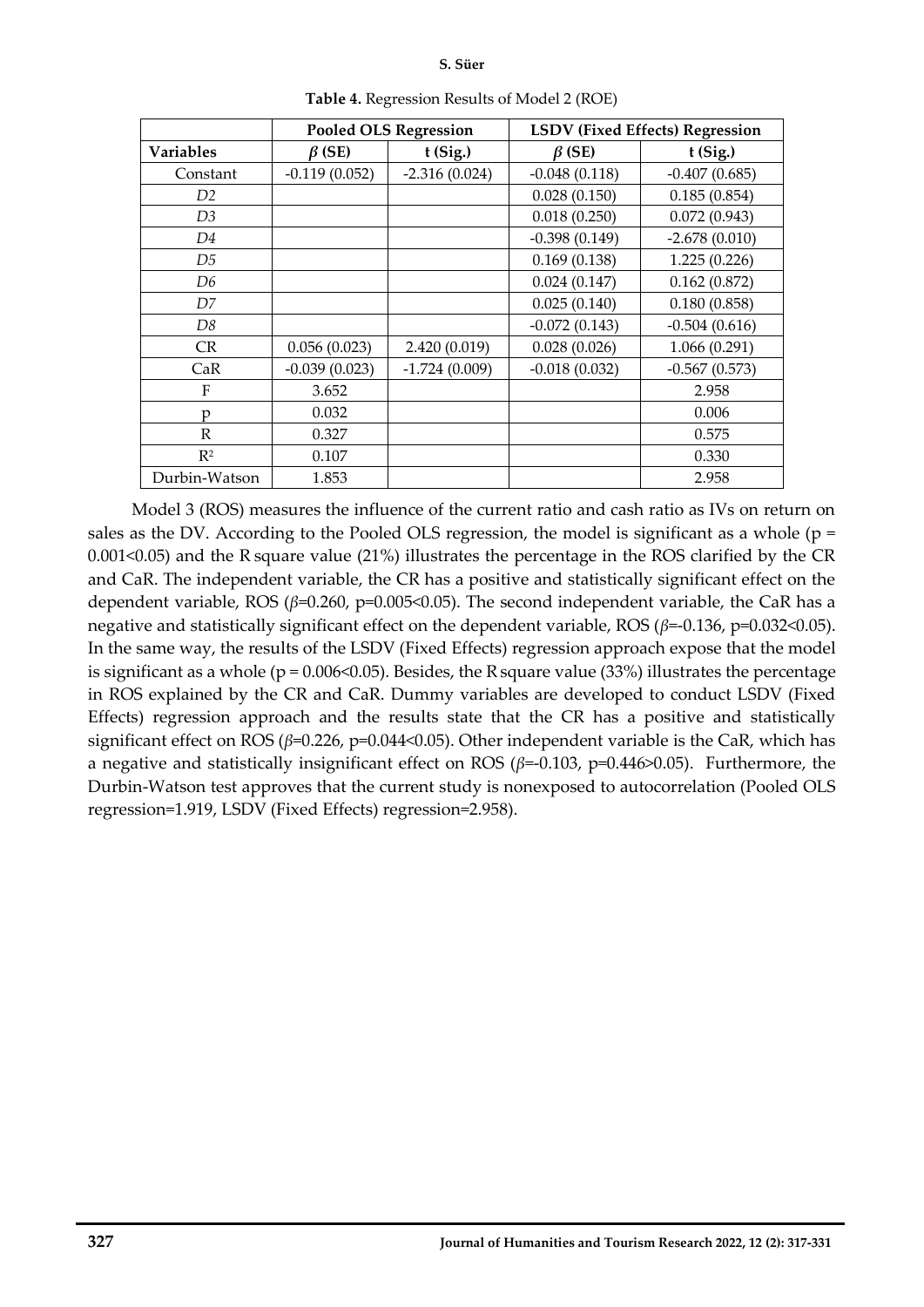**Table 4.** Regression Results of Model 2 (ROE)

| | Pooled OLS Regression | | LSDV (Fixed Effects) Regression | |
|---|---|---|---|---|
| **Variables** | $\beta$ **(SE)** | **t (Sig.)** | $\beta$ **(SE)** | **t (Sig.)** |
| Constant | -0.119 (0.052) | -2.316 (0.024) | -0.048 (0.118) | -0.407 (0.685) |
| *D2* | | | 0.028 (0.150) | 0.185 (0.854) |
| *D3* | | | 0.018 (0.250) | 0.072 (0.943) |
| *D4* | | | -0.398 (0.149) | -2.678 (0.010) |
| *D5* | | | 0.169 (0.138) | 1.225 (0.226) |
| *D6* | | | 0.024 (0.147) | 0.162 (0.872) |
| *D7* | | | 0.025 (0.140) | 0.180 (0.858) |
| *D8* | | | -0.072 (0.143) | -0.504 (0.616) |
| CR | 0.056 (0.023) | 2.420 (0.019) | 0.028 (0.026) | 1.066 (0.291) |
| CaR | -0.039 (0.023) | -1.724 (0.009) | -0.018 (0.032) | -0.567 (0.573) |
| F | 3.652 | | | 2.958 |
| p | 0.032 | | | 0.006 |
| R | 0.327 | | | 0.575 |
| $R^2$ | 0.107 | | | 0.330 |
| Durbin-Watson | 1.853 | | | 2.958 |

Model 3 (ROS) measures the influence of the current ratio and cash ratio as IVs on return on sales as the DV. According to the Pooled OLS regression, the model is significant as a whole ($p = 0.001<0.05$) and the R square value (21%) illustrates the percentage in the ROS clarified by the CR and CaR. The independent variable, the CR has a positive and statistically significant effect on the dependent variable, ROS ($\beta$=0.260, $p=0.005<0.05$). The second independent variable, the CaR has a negative and statistically significant effect on the dependent variable, ROS ($\beta$=-0.136, $p=0.032<0.05$). In the same way, the results of the LSDV (Fixed Effects) regression approach expose that the model is significant as a whole ($p = 0.006<0.05$). Besides, the R square value (33%) illustrates the percentage in ROS explained by the CR and CaR. Dummy variables are developed to conduct LSDV (Fixed Effects) regression approach and the results state that the CR has a positive and statistically significant effect on ROS ($\beta$=0.226, $p=0.044<0.05$). Other independent variable is the CaR, which has a negative and statistically insignificant effect on ROS ($\beta$=-0.103, $p=0.446>0.05$). Furthermore, the Durbin-Watson test approves that the current study is nonexposed to autocorrelation (Pooled OLS regression=1.919, LSDV (Fixed Effects) regression=2.958).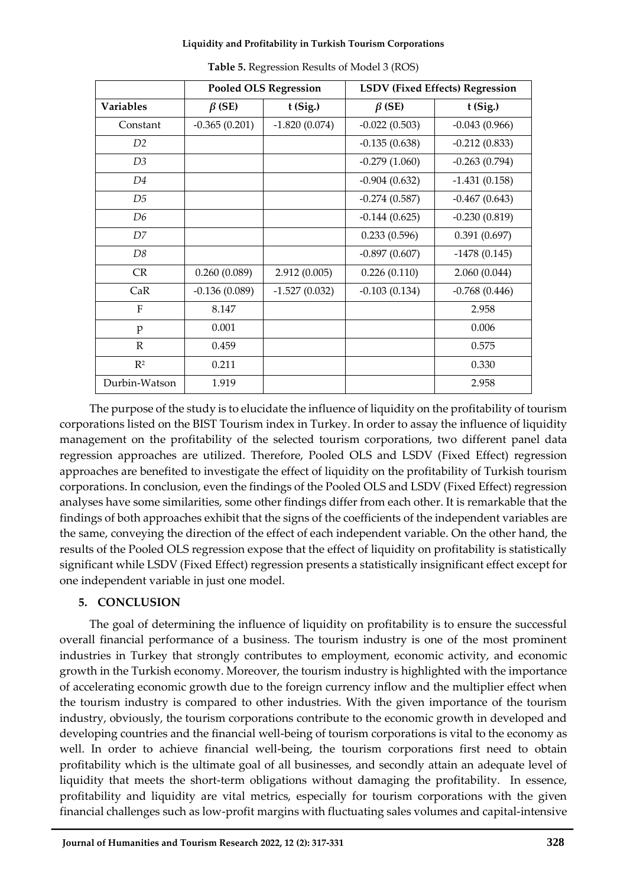**Table 5.** Regression Results of Model 3 (ROS)

| | Pooled OLS Regression | | LSDV (Fixed Effects) Regression | |
|---|---|---|---|---|
| **Variables** | **$\beta$ (SE)** | **t (Sig.)** | **$\beta$ (SE)** | **t (Sig.)** |
| Constant | -0.365 (0.201) | -1.820 (0.074) | -0.022 (0.503) | -0.043 (0.966) |
| *D2* | | | -0.135 (0.638) | -0.212 (0.833) |
| *D3* | | | -0.279 (1.060) | -0.263 (0.794) |
| *D4* | | | -0.904 (0.632) | -1.431 (0.158) |
| *D5* | | | -0.274 (0.587) | -0.467 (0.643) |
| *D6* | | | -0.144 (0.625) | -0.230 (0.819) |
| *D7* | | | 0.233 (0.596) | 0.391 (0.697) |
| *D8* | | | -0.897 (0.607) | -1478 (0.145) |
| CR | 0.260 (0.089) | 2.912 (0.005) | 0.226 (0.110) | 2.060 (0.044) |
| CaR | -0.136 (0.089) | -1.527 (0.032) | -0.103 (0.134) | -0.768 (0.446) |
| F | 8.147 | | | 2.958 |
| p | 0.001 | | | 0.006 |
| R | 0.459 | | | 0.575 |
| $R^2$ | 0.211 | | | 0.330 |
| Durbin-Watson | 1.919 | | | 2.958 |

The purpose of the study is to elucidate the influence of liquidity on the profitability of tourism corporations listed on the BIST Tourism index in Turkey. In order to assay the influence of liquidity management on the profitability of the selected tourism corporations, two different panel data regression approaches are utilized. Therefore, Pooled OLS and LSDV (Fixed Effect) regression approaches are benefited to investigate the effect of liquidity on the profitability of Turkish tourism corporations. In conclusion, even the findings of the Pooled OLS and LSDV (Fixed Effect) regression analyses have some similarities, some other findings differ from each other. It is remarkable that the findings of both approaches exhibit that the signs of the coefficients of the independent variables are the same, conveying the direction of the effect of each independent variable. On the other hand, the results of the Pooled OLS regression expose that the effect of liquidity on profitability is statistically significant while LSDV (Fixed Effect) regression presents a statistically insignificant effect except for one independent variable in just one model.

## 5. CONCLUSION

The goal of determining the influence of liquidity on profitability is to ensure the successful overall financial performance of a business. The tourism industry is one of the most prominent industries in Turkey that strongly contributes to employment, economic activity, and economic growth in the Turkish economy. Moreover, the tourism industry is highlighted with the importance of accelerating economic growth due to the foreign currency inflow and the multiplier effect when the tourism industry is compared to other industries. With the given importance of the tourism industry, obviously, the tourism corporations contribute to the economic growth in developed and developing countries and the financial well-being of tourism corporations is vital to the economy as well. In order to achieve financial well-being, the tourism corporations first need to obtain profitability which is the ultimate goal of all businesses, and secondly attain an adequate level of liquidity that meets the short-term obligations without damaging the profitability. In essence, profitability and liquidity are vital metrics, especially for tourism corporations with the given financial challenges such as low-profit margins with fluctuating sales volumes and capital-intensive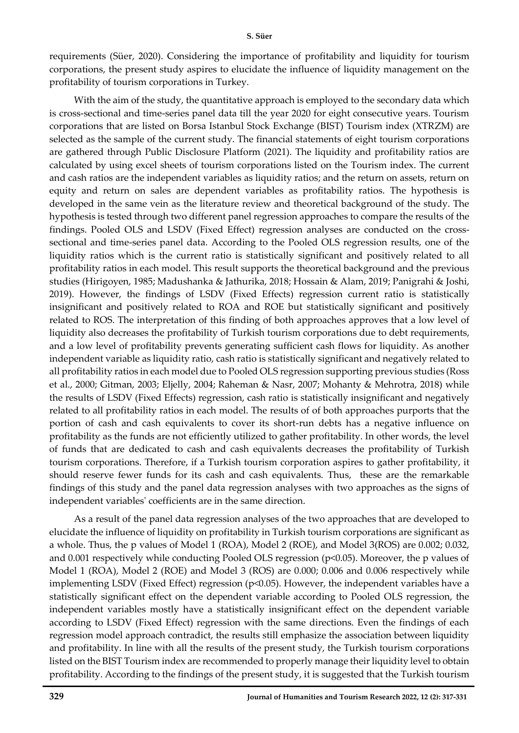requirements (Süer, 2020). Considering the importance of profitability and liquidity for tourism corporations, the present study aspires to elucidate the influence of liquidity management on the profitability of tourism corporations in Turkey.

With the aim of the study, the quantitative approach is employed to the secondary data which is cross-sectional and time-series panel data till the year 2020 for eight consecutive years. Tourism corporations that are listed on Borsa Istanbul Stock Exchange (BIST) Tourism index (XTRZM) are selected as the sample of the current study. The financial statements of eight tourism corporations are gathered through Public Disclosure Platform (2021). The liquidity and profitability ratios are calculated by using excel sheets of tourism corporations listed on the Tourism index. The current and cash ratios are the independent variables as liquidity ratios; and the return on assets, return on equity and return on sales are dependent variables as profitability ratios. The hypothesis is developed in the same vein as the literature review and theoretical background of the study. The hypothesis is tested through two different panel regression approaches to compare the results of the findings. Pooled OLS and LSDV (Fixed Effect) regression analyses are conducted on the cross-sectional and time-series panel data. According to the Pooled OLS regression results, one of the liquidity ratios which is the current ratio is statistically significant and positively related to all profitability ratios in each model. This result supports the theoretical background and the previous studies (Hirigoyen, 1985; Madushanka & Jathurika, 2018; Hossain & Alam, 2019; Panigrahi & Joshi, 2019). However, the findings of LSDV (Fixed Effects) regression current ratio is statistically insignificant and positively related to ROA and ROE but statistically significant and positively related to ROS. The interpretation of this finding of both approaches approves that a low level of liquidity also decreases the profitability of Turkish tourism corporations due to debt requirements, and a low level of profitability prevents generating sufficient cash flows for liquidity. As another independent variable as liquidity ratio, cash ratio is statistically significant and negatively related to all profitability ratios in each model due to Pooled OLS regression supporting previous studies (Ross et al., 2000; Gitman, 2003; Eljelly, 2004; Raheman & Nasr, 2007; Mohanty & Mehrotra, 2018) while the results of LSDV (Fixed Effects) regression, cash ratio is statistically insignificant and negatively related to all profitability ratios in each model. The results of of both approaches purports that the portion of cash and cash equivalents to cover its short-run debts has a negative influence on profitability as the funds are not efficiently utilized to gather profitability. In other words, the level of funds that are dedicated to cash and cash equivalents decreases the profitability of Turkish tourism corporations. Therefore, if a Turkish tourism corporation aspires to gather profitability, it should reserve fewer funds for its cash and cash equivalents. Thus, these are the remarkable findings of this study and the panel data regression analyses with two approaches as the signs of independent variables' coefficients are in the same direction.

As a result of the panel data regression analyses of the two approaches that are developed to elucidate the influence of liquidity on profitability in Turkish tourism corporations are significant as a whole. Thus, the p values of Model 1 (ROA), Model 2 (ROE), and Model 3(ROS) are 0.002; 0.032, and 0.001 respectively while conducting Pooled OLS regression ($p<0.05$). Moreover, the p values of Model 1 (ROA), Model 2 (ROE) and Model 3 (ROS) are 0.000; 0.006 and 0.006 respectively while implementing LSDV (Fixed Effect) regression ($p<0.05$). However, the independent variables have a statistically significant effect on the dependent variable according to Pooled OLS regression, the independent variables mostly have a statistically insignificant effect on the dependent variable according to LSDV (Fixed Effect) regression with the same directions. Even the findings of each regression model approach contradict, the results still emphasize the association between liquidity and profitability. In line with all the results of the present study, the Turkish tourism corporations listed on the BIST Tourism index are recommended to properly manage their liquidity level to obtain profitability. According to the findings of the present study, it is suggested that the Turkish tourism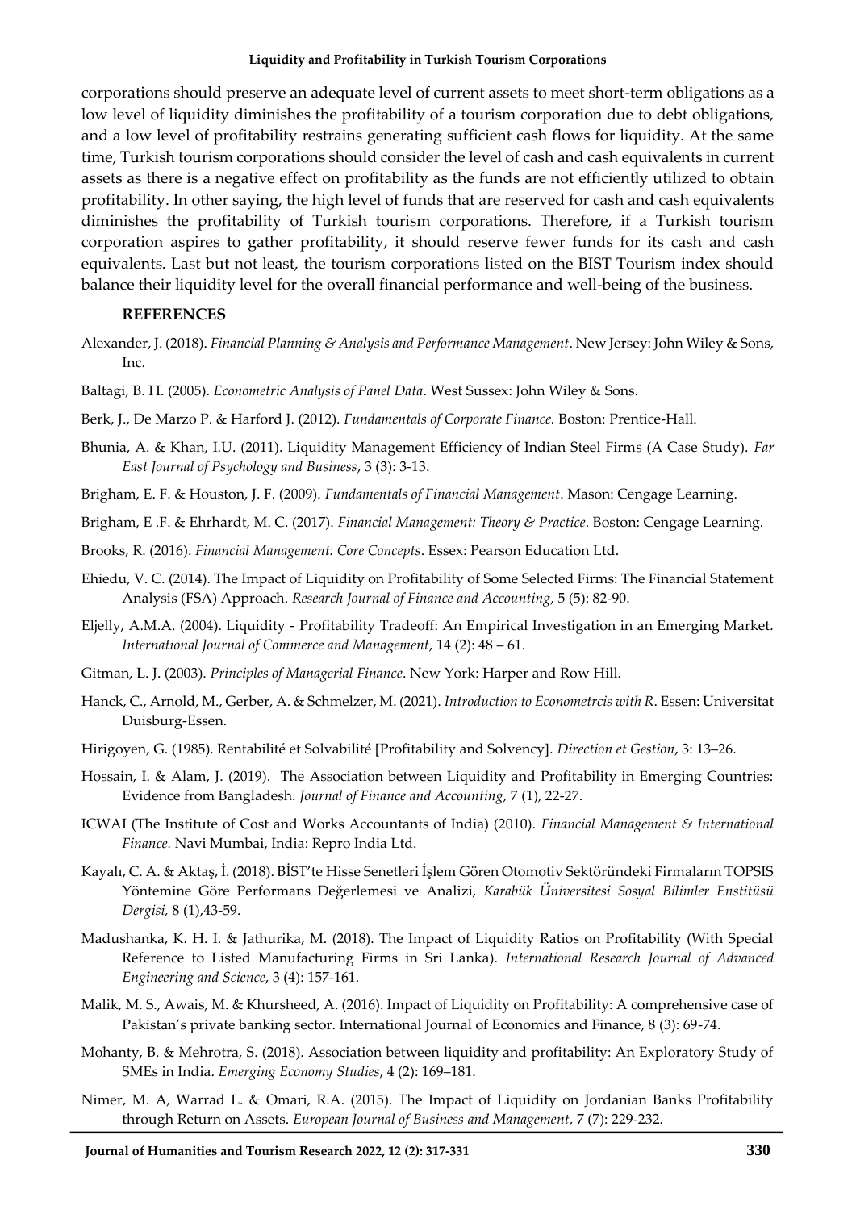corporations should preserve an adequate level of current assets to meet short-term obligations as a low level of liquidity diminishes the profitability of a tourism corporation due to debt obligations, and a low level of profitability restrains generating sufficient cash flows for liquidity. At the same time, Turkish tourism corporations should consider the level of cash and cash equivalents in current assets as there is a negative effect on profitability as the funds are not efficiently utilized to obtain profitability. In other saying, the high level of funds that are reserved for cash and cash equivalents diminishes the profitability of Turkish tourism corporations. Therefore, if a Turkish tourism corporation aspires to gather profitability, it should reserve fewer funds for its cash and cash equivalents. Last but not least, the tourism corporations listed on the BIST Tourism index should balance their liquidity level for the overall financial performance and well-being of the business.

## REFERENCES

Alexander, J. (2018). *Financial Planning & Analysis and Performance Management*. New Jersey: John Wiley & Sons, Inc.

Baltagi, B. H. (2005). *Econometric Analysis of Panel Data*. West Sussex: John Wiley & Sons.

Berk, J., De Marzo P. & Harford J. (2012). *Fundamentals of Corporate Finance.* Boston: Prentice-Hall.

Bhunia, A. & Khan, I.U. (2011). Liquidity Management Efficiency of Indian Steel Firms (A Case Study). *Far East Journal of Psychology and Business*, 3 (3): 3-13.

Brigham, E. F. & Houston, J. F. (2009). *Fundamentals of Financial Management*. Mason: Cengage Learning.

Brigham, E .F. & Ehrhardt, M. C. (2017). *Financial Management: Theory & Practice*. Boston: Cengage Learning.

Brooks, R. (2016). *Financial Management: Core Concepts*. Essex: Pearson Education Ltd.

Ehiedu, V. C. (2014). The Impact of Liquidity on Profitability of Some Selected Firms: The Financial Statement Analysis (FSA) Approach. *Research Journal of Finance and Accounting*, 5 (5): 82-90.

Eljelly, A.M.A. (2004). Liquidity - Profitability Tradeoff: An Empirical Investigation in an Emerging Market. *International Journal of Commerce and Management*, 14 (2): 48 – 61.

Gitman, L. J. (2003). *Principles of Managerial Finance*. New York: Harper and Row Hill.

Hanck, C., Arnold, M., Gerber, A. & Schmelzer, M. (2021). *Introduction to Econometrcis with R*. Essen: Universitat Duisburg-Essen.

Hirigoyen, G. (1985). Rentabilité et Solvabilité [Profitability and Solvency]. *Direction et Gestion*, 3: 13–26.

Hossain, I. & Alam, J. (2019). The Association between Liquidity and Profitability in Emerging Countries: Evidence from Bangladesh. *Journal of Finance and Accounting*, 7 (1), 22-27.

ICWAI (The Institute of Cost and Works Accountants of India) (2010). *Financial Management & International Finance.* Navi Mumbai, India: Repro India Ltd.

Kayalı, C. A. & Aktaş, İ. (2018). BİST'te Hisse Senetleri İşlem Gören Otomotiv Sektöründeki Firmaların TOPSIS Yöntemine Göre Performans Değerlemesi ve Analizi, *Karabük Üniversitesi Sosyal Bilimler Enstitüsü Dergisi,* 8 (1),43-59.

Madushanka, K. H. I. & Jathurika, M. (2018). The Impact of Liquidity Ratios on Profitability (With Special Reference to Listed Manufacturing Firms in Sri Lanka). *International Research Journal of Advanced Engineering and Science*, 3 (4): 157-161.

Malik, M. S., Awais, M. & Khursheed, A. (2016). Impact of Liquidity on Profitability: A comprehensive case of Pakistan's private banking sector. International Journal of Economics and Finance, 8 (3): 69-74.

Mohanty, B. & Mehrotra, S. (2018). Association between liquidity and profitability: An Exploratory Study of SMEs in India. *Emerging Economy Studies*, 4 (2): 169–181.

Nimer, M. A, Warrad L. & Omari, R.A. (2015). The Impact of Liquidity on Jordanian Banks Profitability through Return on Assets. *European Journal of Business and Management*, 7 (7): 229-232.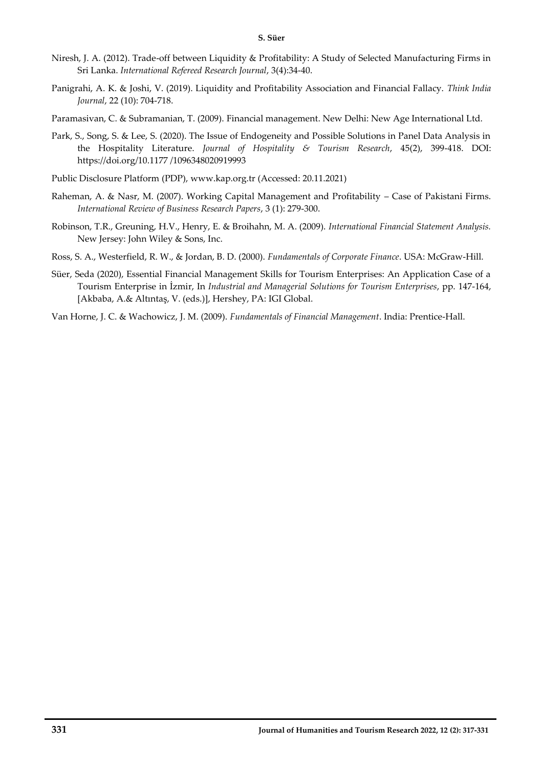Niresh, J. A. (2012). Trade-off between Liquidity & Profitability: A Study of Selected Manufacturing Firms in Sri Lanka. *International Refereed Research Journal*, 3(4):34-40.

Panigrahi, A. K. & Joshi, V. (2019). Liquidity and Profitability Association and Financial Fallacy. *Think India Journal*, 22 (10): 704-718.

Paramasivan, C. & Subramanian, T. (2009). Financial management. New Delhi: New Age International Ltd.

Park, S., Song, S. & Lee, S. (2020). The Issue of Endogeneity and Possible Solutions in Panel Data Analysis in the Hospitality Literature. *Journal of Hospitality & Tourism Research*, 45(2), 399-418. DOI: https://doi.org/10.1177 /1096348020919993

Public Disclosure Platform (PDP), www.kap.org.tr (Accessed: 20.11.2021)

Raheman, A. & Nasr, M. (2007). Working Capital Management and Profitability – Case of Pakistani Firms. *International Review of Business Research Papers*, 3 (1): 279-300.

Robinson, T.R., Greuning, H.V., Henry, E. & Broihahn, M. A. (2009). *International Financial Statement Analysis.* New Jersey: John Wiley & Sons, Inc.

Ross, S. A., Westerfield, R. W., & Jordan, B. D. (2000). *Fundamentals of Corporate Finance*. USA: McGraw-Hill.

Süer, Seda (2020), Essential Financial Management Skills for Tourism Enterprises: An Application Case of a Tourism Enterprise in İzmir, In *Industrial and Managerial Solutions for Tourism Enterprises*, pp. 147-164, [Akbaba, A.& Altıntaş, V. (eds.)], Hershey, PA: IGI Global.

Van Horne, J. C. & Wachowicz, J. M. (2009). *Fundamentals of Financial Management*. India: Prentice-Hall.